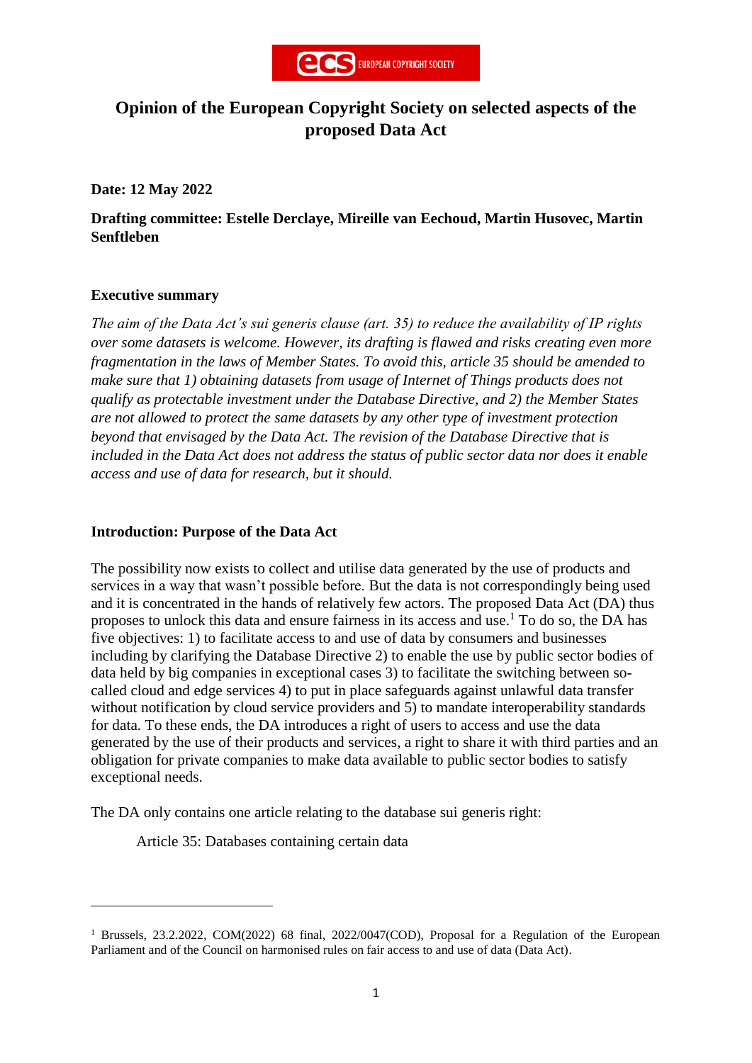# Opinion of the European Copyright Society on selected aspects of the proposed Data Act

**Date: 12 May 2022**

**Drafting committee: Estelle Derclaye, Mireille van Eechoud, Martin Husovec, Martin Senftleben**

## Executive summary

*The aim of the Data Act's sui generis clause (art. 35) to reduce the availability of IP rights over some datasets is welcome. However, its drafting is flawed and risks creating even more fragmentation in the laws of Member States. To avoid this, article 35 should be amended to make sure that 1) obtaining datasets from usage of Internet of Things products does not qualify as protectable investment under the Database Directive, and 2) the Member States are not allowed to protect the same datasets by any other type of investment protection beyond that envisaged by the Data Act. The revision of the Database Directive that is included in the Data Act does not address the status of public sector data nor does it enable access and use of data for research, but it should.*

## Introduction: Purpose of the Data Act

The possibility now exists to collect and utilise data generated by the use of products and services in a way that wasn't possible before. But the data is not correspondingly being used and it is concentrated in the hands of relatively few actors. The proposed Data Act (DA) thus proposes to unlock this data and ensure fairness in its access and use.[1] To do so, the DA has five objectives: 1) to facilitate access to and use of data by consumers and businesses including by clarifying the Database Directive 2) to enable the use by public sector bodies of data held by big companies in exceptional cases 3) to facilitate the switching between so-called cloud and edge services 4) to put in place safeguards against unlawful data transfer without notification by cloud service providers and 5) to mandate interoperability standards for data. To these ends, the DA introduces a right of users to access and use the data generated by the use of their products and services, a right to share it with third parties and an obligation for private companies to make data available to public sector bodies to satisfy exceptional needs.

The DA only contains one article relating to the database sui generis right:

> Article 35: Databases containing certain data

---

[1] Brussels, 23.2.2022, COM(2022) 68 final, 2022/0047(COD), Proposal for a Regulation of the European Parliament and of the Council on harmonised rules on fair access to and use of data (Data Act).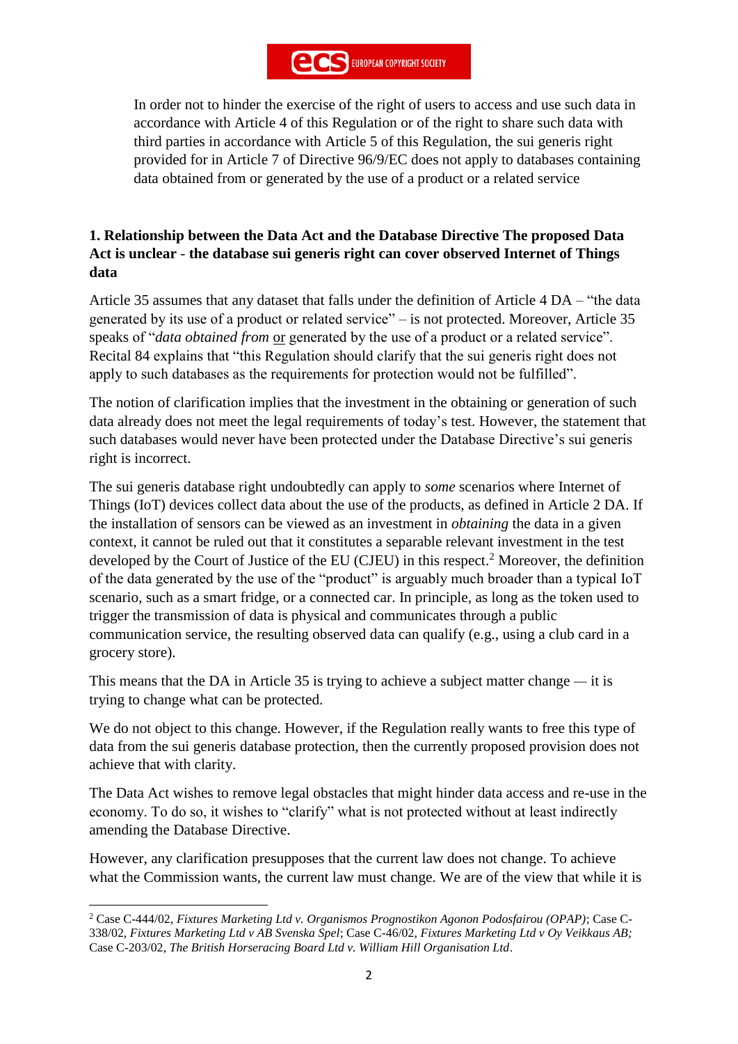> In order not to hinder the exercise of the right of users to access and use such data in accordance with Article 4 of this Regulation or of the right to share such data with third parties in accordance with Article 5 of this Regulation, the sui generis right provided for in Article 7 of Directive 96/9/EC does not apply to databases containing data obtained from or generated by the use of a product or a related service

**1. Relationship between the Data Act and the Database Directive The proposed Data Act is unclear - the database sui generis right can cover observed Internet of Things data**

Article 35 assumes that any dataset that falls under the definition of Article 4 DA – "the data generated by its use of a product or related service" – is not protected. Moreover, Article 35 speaks of "*data obtained from* or generated by the use of a product or a related service". Recital 84 explains that "this Regulation should clarify that the sui generis right does not apply to such databases as the requirements for protection would not be fulfilled".

The notion of clarification implies that the investment in the obtaining or generation of such data already does not meet the legal requirements of today's test. However, the statement that such databases would never have been protected under the Database Directive's sui generis right is incorrect.

The sui generis database right undoubtedly can apply to *some* scenarios where Internet of Things (IoT) devices collect data about the use of the products, as defined in Article 2 DA. If the installation of sensors can be viewed as an investment in *obtaining* the data in a given context, it cannot be ruled out that it constitutes a separable relevant investment in the test developed by the Court of Justice of the EU (CJEU) in this respect.[2] Moreover, the definition of the data generated by the use of the "product" is arguably much broader than a typical IoT scenario, such as a smart fridge, or a connected car. In principle, as long as the token used to trigger the transmission of data is physical and communicates through a public communication service, the resulting observed data can qualify (e.g., using a club card in a grocery store).

This means that the DA in Article 35 is trying to achieve a subject matter change — it is trying to change what can be protected.

We do not object to this change. However, if the Regulation really wants to free this type of data from the sui generis database protection, then the currently proposed provision does not achieve that with clarity.

The Data Act wishes to remove legal obstacles that might hinder data access and re-use in the economy. To do so, it wishes to "clarify" what is not protected without at least indirectly amending the Database Directive.

However, any clarification presupposes that the current law does not change. To achieve what the Commission wants, the current law must change. We are of the view that while it is

[2] Case C-444/02, *Fixtures Marketing Ltd v. Organismos Prognostikon Agonon Podosfairou (OPAP)*; Case C-338/02, *Fixtures Marketing Ltd v AB Svenska Spel*; Case C-46/02, *Fixtures Marketing Ltd v Oy Veikkaus AB;* Case C-203/02, *The British Horseracing Board Ltd v. William Hill Organisation Ltd*.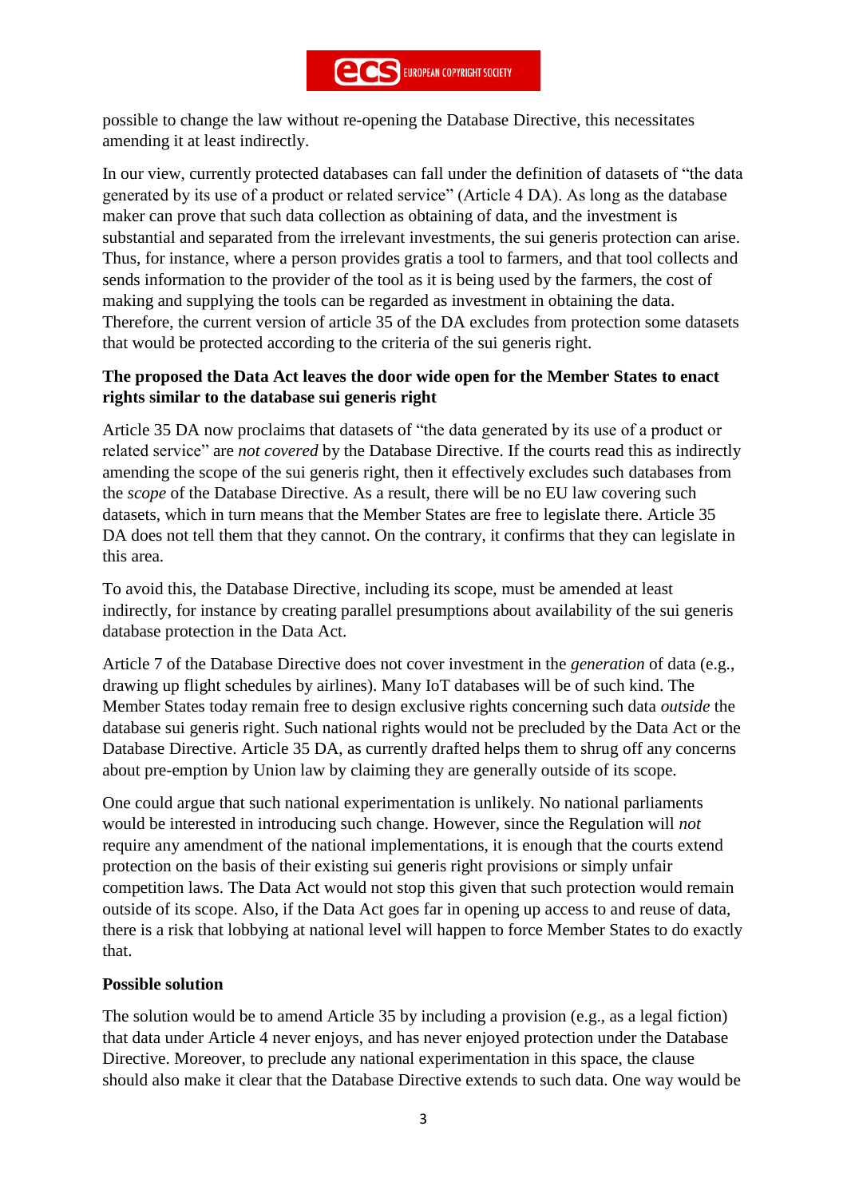possible to change the law without re-opening the Database Directive, this necessitates amending it at least indirectly.

In our view, currently protected databases can fall under the definition of datasets of "the data generated by its use of a product or related service" (Article 4 DA). As long as the database maker can prove that such data collection as obtaining of data, and the investment is substantial and separated from the irrelevant investments, the sui generis protection can arise. Thus, for instance, where a person provides gratis a tool to farmers, and that tool collects and sends information to the provider of the tool as it is being used by the farmers, the cost of making and supplying the tools can be regarded as investment in obtaining the data. Therefore, the current version of article 35 of the DA excludes from protection some datasets that would be protected according to the criteria of the sui generis right.

**The proposed the Data Act leaves the door wide open for the Member States to enact rights similar to the database sui generis right**

Article 35 DA now proclaims that datasets of "the data generated by its use of a product or related service" are *not covered* by the Database Directive. If the courts read this as indirectly amending the scope of the sui generis right, then it effectively excludes such databases from the *scope* of the Database Directive. As a result, there will be no EU law covering such datasets, which in turn means that the Member States are free to legislate there. Article 35 DA does not tell them that they cannot. On the contrary, it confirms that they can legislate in this area.

To avoid this, the Database Directive, including its scope, must be amended at least indirectly, for instance by creating parallel presumptions about availability of the sui generis database protection in the Data Act.

Article 7 of the Database Directive does not cover investment in the *generation* of data (e.g., drawing up flight schedules by airlines). Many IoT databases will be of such kind. The Member States today remain free to design exclusive rights concerning such data *outside* the database sui generis right. Such national rights would not be precluded by the Data Act or the Database Directive. Article 35 DA, as currently drafted helps them to shrug off any concerns about pre-emption by Union law by claiming they are generally outside of its scope.

One could argue that such national experimentation is unlikely. No national parliaments would be interested in introducing such change. However, since the Regulation will *not* require any amendment of the national implementations, it is enough that the courts extend protection on the basis of their existing sui generis right provisions or simply unfair competition laws. The Data Act would not stop this given that such protection would remain outside of its scope. Also, if the Data Act goes far in opening up access to and reuse of data, there is a risk that lobbying at national level will happen to force Member States to do exactly that.

**Possible solution**

The solution would be to amend Article 35 by including a provision (e.g., as a legal fiction) that data under Article 4 never enjoys, and has never enjoyed protection under the Database Directive. Moreover, to preclude any national experimentation in this space, the clause should also make it clear that the Database Directive extends to such data. One way would be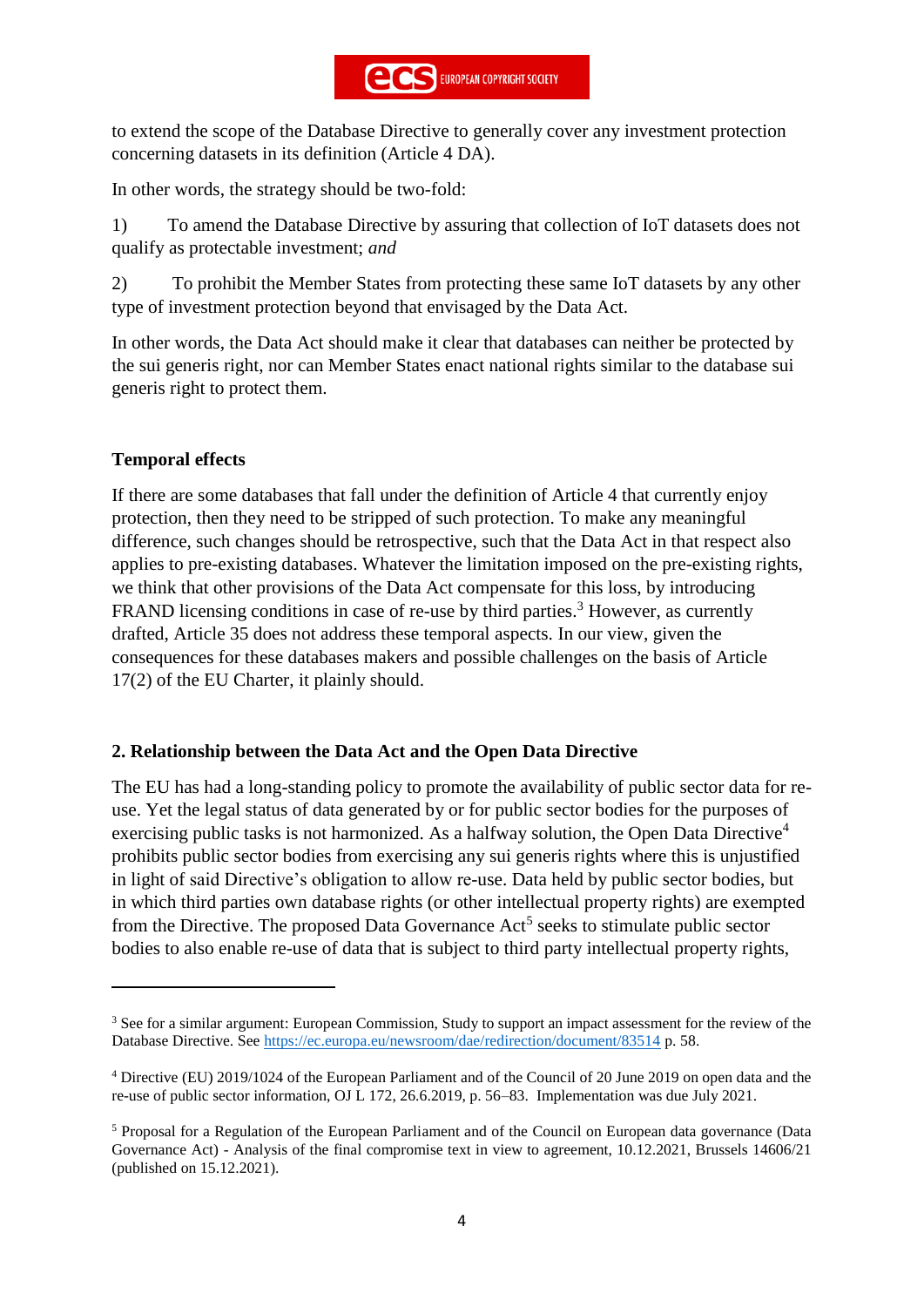to extend the scope of the Database Directive to generally cover any investment protection concerning datasets in its definition (Article 4 DA).

In other words, the strategy should be two-fold:

1) To amend the Database Directive by assuring that collection of IoT datasets does not qualify as protectable investment; *and*

2) To prohibit the Member States from protecting these same IoT datasets by any other type of investment protection beyond that envisaged by the Data Act.

In other words, the Data Act should make it clear that databases can neither be protected by the sui generis right, nor can Member States enact national rights similar to the database sui generis right to protect them.

**Temporal effects**

If there are some databases that fall under the definition of Article 4 that currently enjoy protection, then they need to be stripped of such protection. To make any meaningful difference, such changes should be retrospective, such that the Data Act in that respect also applies to pre-existing databases. Whatever the limitation imposed on the pre-existing rights, we think that other provisions of the Data Act compensate for this loss, by introducing FRAND licensing conditions in case of re-use by third parties.[3] However, as currently drafted, Article 35 does not address these temporal aspects. In our view, given the consequences for these databases makers and possible challenges on the basis of Article 17(2) of the EU Charter, it plainly should.

## 2. Relationship between the Data Act and the Open Data Directive

The EU has had a long-standing policy to promote the availability of public sector data for re-use. Yet the legal status of data generated by or for public sector bodies for the purposes of exercising public tasks is not harmonized. As a halfway solution, the Open Data Directive[4] prohibits public sector bodies from exercising any sui generis rights where this is unjustified in light of said Directive's obligation to allow re-use. Data held by public sector bodies, but in which third parties own database rights (or other intellectual property rights) are exempted from the Directive. The proposed Data Governance Act[5] seeks to stimulate public sector bodies to also enable re-use of data that is subject to third party intellectual property rights,

---

[3] See for a similar argument: European Commission, Study to support an impact assessment for the review of the Database Directive. See https://ec.europa.eu/newsroom/dae/redirection/document/83514 p. 58.

[4] Directive (EU) 2019/1024 of the European Parliament and of the Council of 20 June 2019 on open data and the re-use of public sector information, OJ L 172, 26.6.2019, p. 56–83. Implementation was due July 2021.

[5] Proposal for a Regulation of the European Parliament and of the Council on European data governance (Data Governance Act) - Analysis of the final compromise text in view to agreement, 10.12.2021, Brussels 14606/21 (published on 15.12.2021).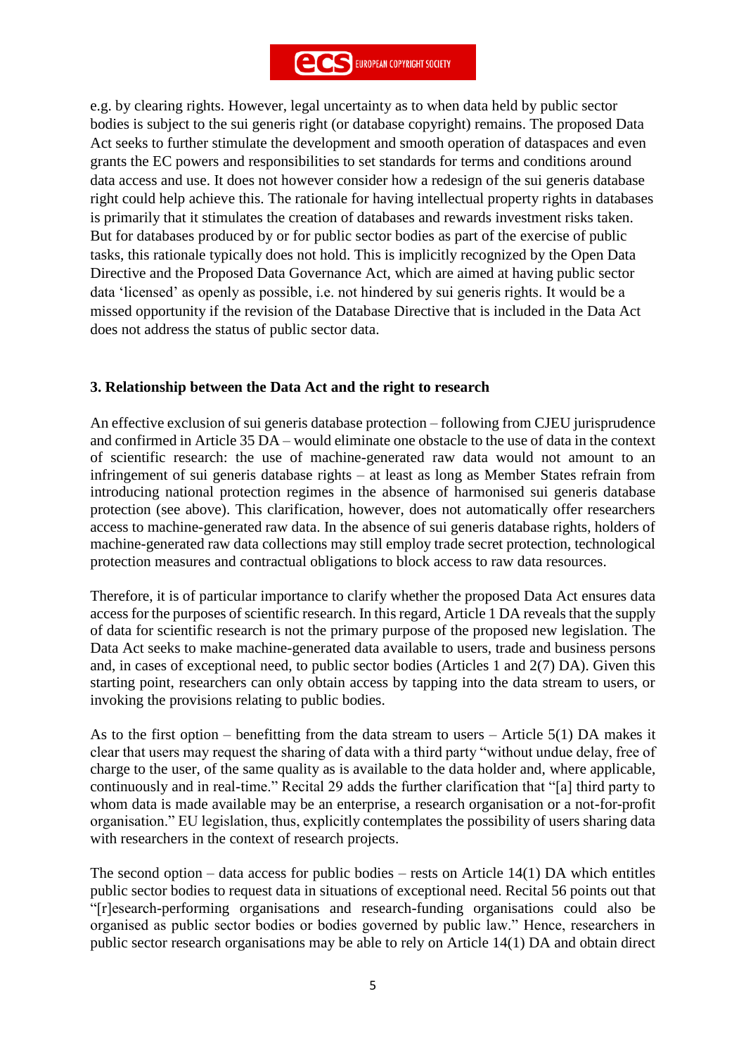e.g. by clearing rights. However, legal uncertainty as to when data held by public sector bodies is subject to the sui generis right (or database copyright) remains. The proposed Data Act seeks to further stimulate the development and smooth operation of dataspaces and even grants the EC powers and responsibilities to set standards for terms and conditions around data access and use. It does not however consider how a redesign of the sui generis database right could help achieve this. The rationale for having intellectual property rights in databases is primarily that it stimulates the creation of databases and rewards investment risks taken. But for databases produced by or for public sector bodies as part of the exercise of public tasks, this rationale typically does not hold. This is implicitly recognized by the Open Data Directive and the Proposed Data Governance Act, which are aimed at having public sector data 'licensed' as openly as possible, i.e. not hindered by sui generis rights. It would be a missed opportunity if the revision of the Database Directive that is included in the Data Act does not address the status of public sector data.

### 3. Relationship between the Data Act and the right to research

An effective exclusion of sui generis database protection – following from CJEU jurisprudence and confirmed in Article 35 DA – would eliminate one obstacle to the use of data in the context of scientific research: the use of machine-generated raw data would not amount to an infringement of sui generis database rights – at least as long as Member States refrain from introducing national protection regimes in the absence of harmonised sui generis database protection (see above). This clarification, however, does not automatically offer researchers access to machine-generated raw data. In the absence of sui generis database rights, holders of machine-generated raw data collections may still employ trade secret protection, technological protection measures and contractual obligations to block access to raw data resources.

Therefore, it is of particular importance to clarify whether the proposed Data Act ensures data access for the purposes of scientific research. In this regard, Article 1 DA reveals that the supply of data for scientific research is not the primary purpose of the proposed new legislation. The Data Act seeks to make machine-generated data available to users, trade and business persons and, in cases of exceptional need, to public sector bodies (Articles 1 and 2(7) DA). Given this starting point, researchers can only obtain access by tapping into the data stream to users, or invoking the provisions relating to public bodies.

As to the first option – benefitting from the data stream to users – Article 5(1) DA makes it clear that users may request the sharing of data with a third party "without undue delay, free of charge to the user, of the same quality as is available to the data holder and, where applicable, continuously and in real-time." Recital 29 adds the further clarification that "[a] third party to whom data is made available may be an enterprise, a research organisation or a not-for-profit organisation." EU legislation, thus, explicitly contemplates the possibility of users sharing data with researchers in the context of research projects.

The second option – data access for public bodies – rests on Article 14(1) DA which entitles public sector bodies to request data in situations of exceptional need. Recital 56 points out that "[r]esearch-performing organisations and research-funding organisations could also be organised as public sector bodies or bodies governed by public law." Hence, researchers in public sector research organisations may be able to rely on Article 14(1) DA and obtain direct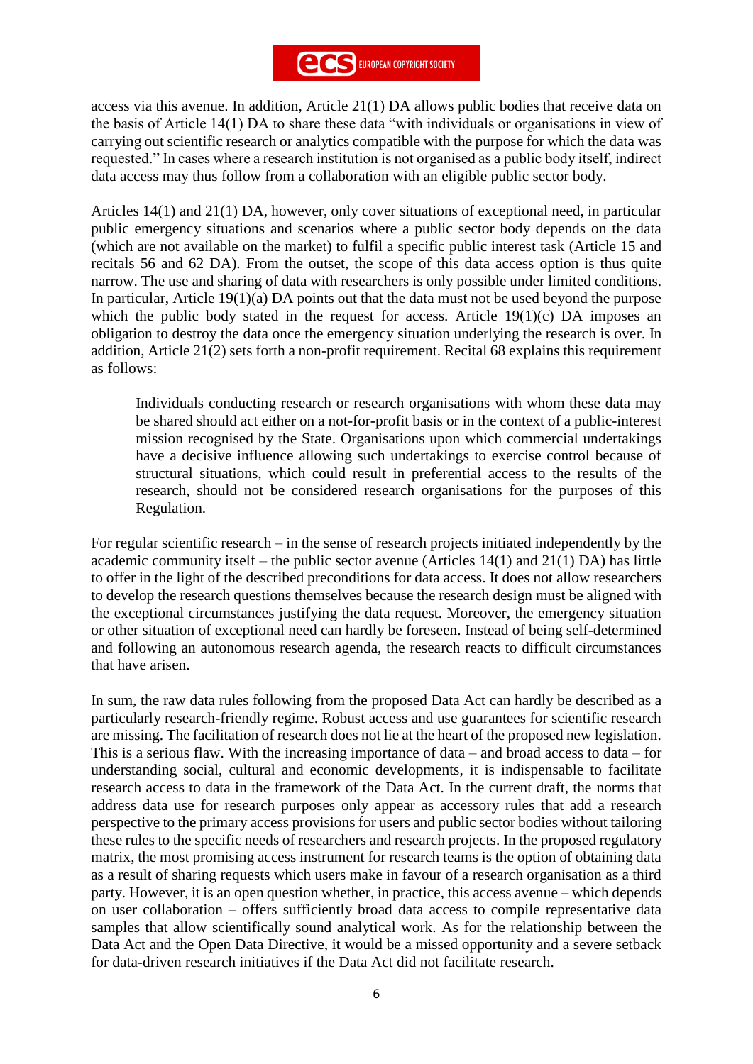access via this avenue. In addition, Article 21(1) DA allows public bodies that receive data on the basis of Article 14(1) DA to share these data "with individuals or organisations in view of carrying out scientific research or analytics compatible with the purpose for which the data was requested." In cases where a research institution is not organised as a public body itself, indirect data access may thus follow from a collaboration with an eligible public sector body.

Articles 14(1) and 21(1) DA, however, only cover situations of exceptional need, in particular public emergency situations and scenarios where a public sector body depends on the data (which are not available on the market) to fulfil a specific public interest task (Article 15 and recitals 56 and 62 DA). From the outset, the scope of this data access option is thus quite narrow. The use and sharing of data with researchers is only possible under limited conditions. In particular, Article 19(1)(a) DA points out that the data must not be used beyond the purpose which the public body stated in the request for access. Article 19(1)(c) DA imposes an obligation to destroy the data once the emergency situation underlying the research is over. In addition, Article 21(2) sets forth a non-profit requirement. Recital 68 explains this requirement as follows:

> Individuals conducting research or research organisations with whom these data may be shared should act either on a not-for-profit basis or in the context of a public-interest mission recognised by the State. Organisations upon which commercial undertakings have a decisive influence allowing such undertakings to exercise control because of structural situations, which could result in preferential access to the results of the research, should not be considered research organisations for the purposes of this Regulation.

For regular scientific research – in the sense of research projects initiated independently by the academic community itself – the public sector avenue (Articles 14(1) and 21(1) DA) has little to offer in the light of the described preconditions for data access. It does not allow researchers to develop the research questions themselves because the research design must be aligned with the exceptional circumstances justifying the data request. Moreover, the emergency situation or other situation of exceptional need can hardly be foreseen. Instead of being self-determined and following an autonomous research agenda, the research reacts to difficult circumstances that have arisen.

In sum, the raw data rules following from the proposed Data Act can hardly be described as a particularly research-friendly regime. Robust access and use guarantees for scientific research are missing. The facilitation of research does not lie at the heart of the proposed new legislation. This is a serious flaw. With the increasing importance of data – and broad access to data – for understanding social, cultural and economic developments, it is indispensable to facilitate research access to data in the framework of the Data Act. In the current draft, the norms that address data use for research purposes only appear as accessory rules that add a research perspective to the primary access provisions for users and public sector bodies without tailoring these rules to the specific needs of researchers and research projects. In the proposed regulatory matrix, the most promising access instrument for research teams is the option of obtaining data as a result of sharing requests which users make in favour of a research organisation as a third party. However, it is an open question whether, in practice, this access avenue – which depends on user collaboration – offers sufficiently broad data access to compile representative data samples that allow scientifically sound analytical work. As for the relationship between the Data Act and the Open Data Directive, it would be a missed opportunity and a severe setback for data-driven research initiatives if the Data Act did not facilitate research.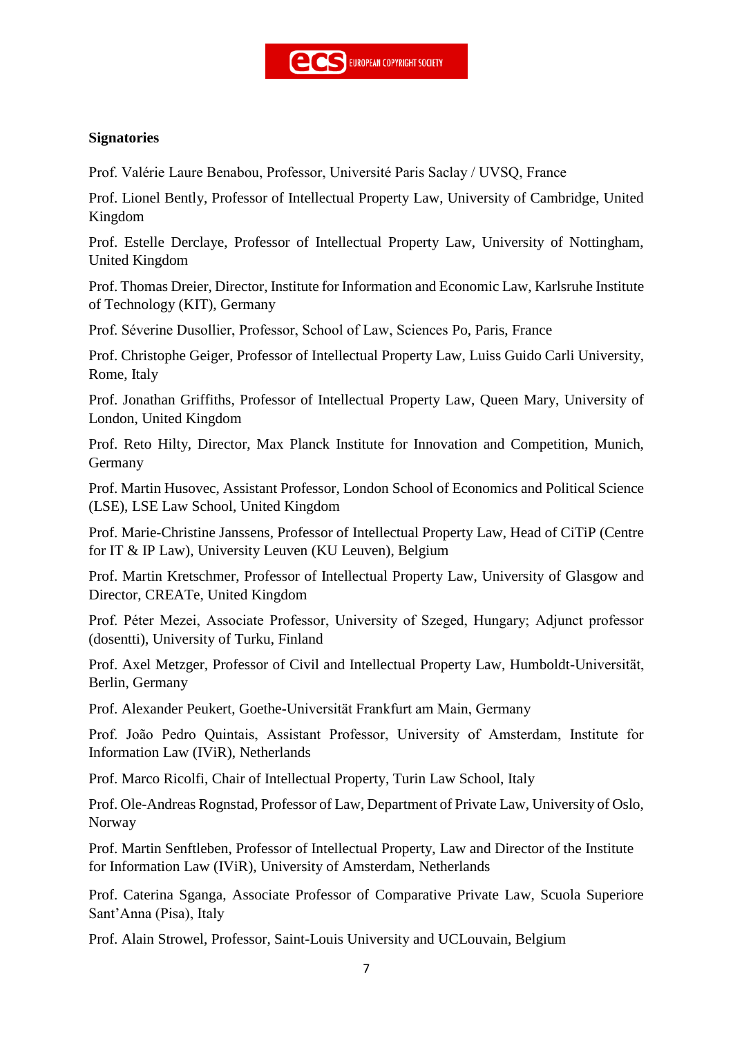**Signatories**

Prof. Valérie Laure Benabou, Professor, Université Paris Saclay / UVSQ, France

Prof. Lionel Bently, Professor of Intellectual Property Law, University of Cambridge, United Kingdom

Prof. Estelle Derclaye, Professor of Intellectual Property Law, University of Nottingham, United Kingdom

Prof. Thomas Dreier, Director, Institute for Information and Economic Law, Karlsruhe Institute of Technology (KIT), Germany

Prof. Séverine Dusollier, Professor, School of Law, Sciences Po, Paris, France

Prof. Christophe Geiger, Professor of Intellectual Property Law, Luiss Guido Carli University, Rome, Italy

Prof. Jonathan Griffiths, Professor of Intellectual Property Law, Queen Mary, University of London, United Kingdom

Prof. Reto Hilty, Director, Max Planck Institute for Innovation and Competition, Munich, Germany

Prof. Martin Husovec, Assistant Professor, London School of Economics and Political Science (LSE), LSE Law School, United Kingdom

Prof. Marie-Christine Janssens, Professor of Intellectual Property Law, Head of CiTiP (Centre for IT & IP Law), University Leuven (KU Leuven), Belgium

Prof. Martin Kretschmer, Professor of Intellectual Property Law, University of Glasgow and Director, CREATe, United Kingdom

Prof. Péter Mezei, Associate Professor, University of Szeged, Hungary; Adjunct professor (dosentti), University of Turku, Finland

Prof. Axel Metzger, Professor of Civil and Intellectual Property Law, Humboldt-Universität, Berlin, Germany

Prof. Alexander Peukert, Goethe-Universität Frankfurt am Main, Germany

Prof. João Pedro Quintais, Assistant Professor, University of Amsterdam, Institute for Information Law (IViR), Netherlands

Prof. Marco Ricolfi, Chair of Intellectual Property, Turin Law School, Italy

Prof. Ole-Andreas Rognstad, Professor of Law, Department of Private Law, University of Oslo, Norway

Prof. Martin Senftleben, Professor of Intellectual Property, Law and Director of the Institute for Information Law (IViR), University of Amsterdam, Netherlands

Prof. Caterina Sganga, Associate Professor of Comparative Private Law, Scuola Superiore Sant'Anna (Pisa), Italy

Prof. Alain Strowel, Professor, Saint-Louis University and UCLouvain, Belgium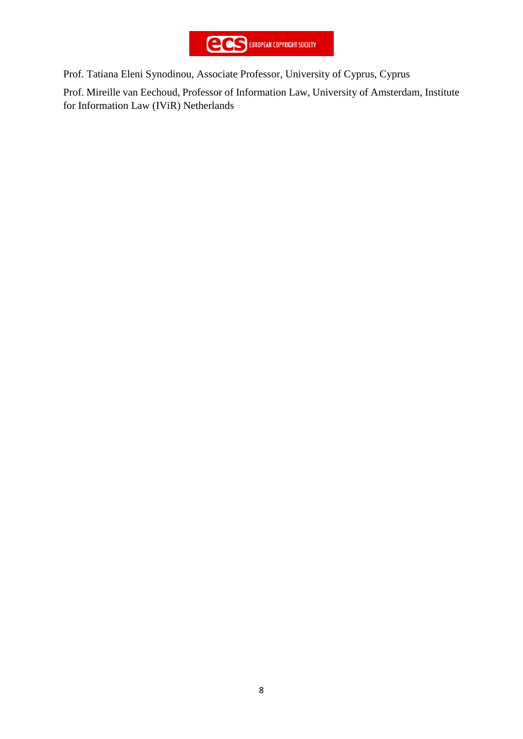Prof. Tatiana Eleni Synodinou, Associate Professor, University of Cyprus, Cyprus

Prof. Mireille van Eechoud, Professor of Information Law, University of Amsterdam, Institute for Information Law (IViR) Netherlands